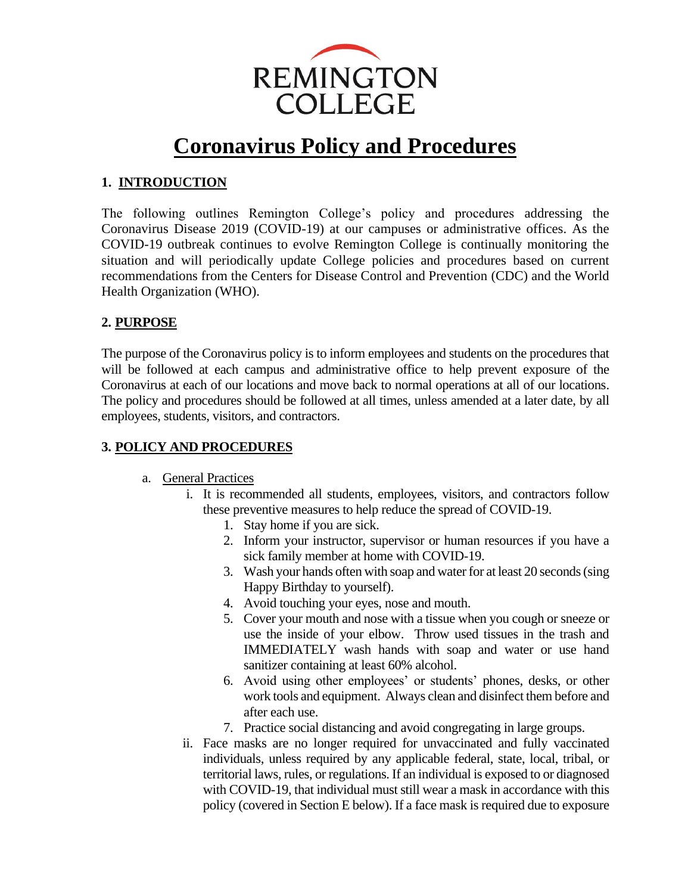REMINGTON COLLEGE

# Coronavirus Policy and Procedures

## 1. INTRODUCTION

The following outlines Remington College's policy and procedures addressing the Coronavirus Disease 2019 (COVID-19) at our campuses or administrative offices. As the COVID-19 outbreak continues to evolve Remington College is continually monitoring the situation and will periodically update College policies and procedures based on current recommendations from the Centers for Disease Control and Prevention (CDC) and the World Health Organization (WHO).

## 2. PURPOSE

The purpose of the Coronavirus policy is to inform employees and students on the procedures that will be followed at each campus and administrative office to help prevent exposure of the Coronavirus at each of our locations and move back to normal operations at all of our locations. The policy and procedures should be followed at all times, unless amended at a later date, by all employees, students, visitors, and contractors.

## 3. POLICY AND PROCEDURES

a. General Practices

   i. It is recommended all students, employees, visitors, and contractors follow these preventive measures to help reduce the spread of COVID-19.

      1. Stay home if you are sick.
      2. Inform your instructor, supervisor or human resources if you have a sick family member at home with COVID-19.
      3. Wash your hands often with soap and water for at least 20 seconds (sing Happy Birthday to yourself).
      4. Avoid touching your eyes, nose and mouth.
      5. Cover your mouth and nose with a tissue when you cough or sneeze or use the inside of your elbow. Throw used tissues in the trash and IMMEDIATELY wash hands with soap and water or use hand sanitizer containing at least 60% alcohol.
      6. Avoid using other employees' or students' phones, desks, or other work tools and equipment. Always clean and disinfect them before and after each use.
      7. Practice social distancing and avoid congregating in large groups.

   ii. Face masks are no longer required for unvaccinated and fully vaccinated individuals, unless required by any applicable federal, state, local, tribal, or territorial laws, rules, or regulations. If an individual is exposed to or diagnosed with COVID-19, that individual must still wear a mask in accordance with this policy (covered in Section E below). If a face mask is required due to exposure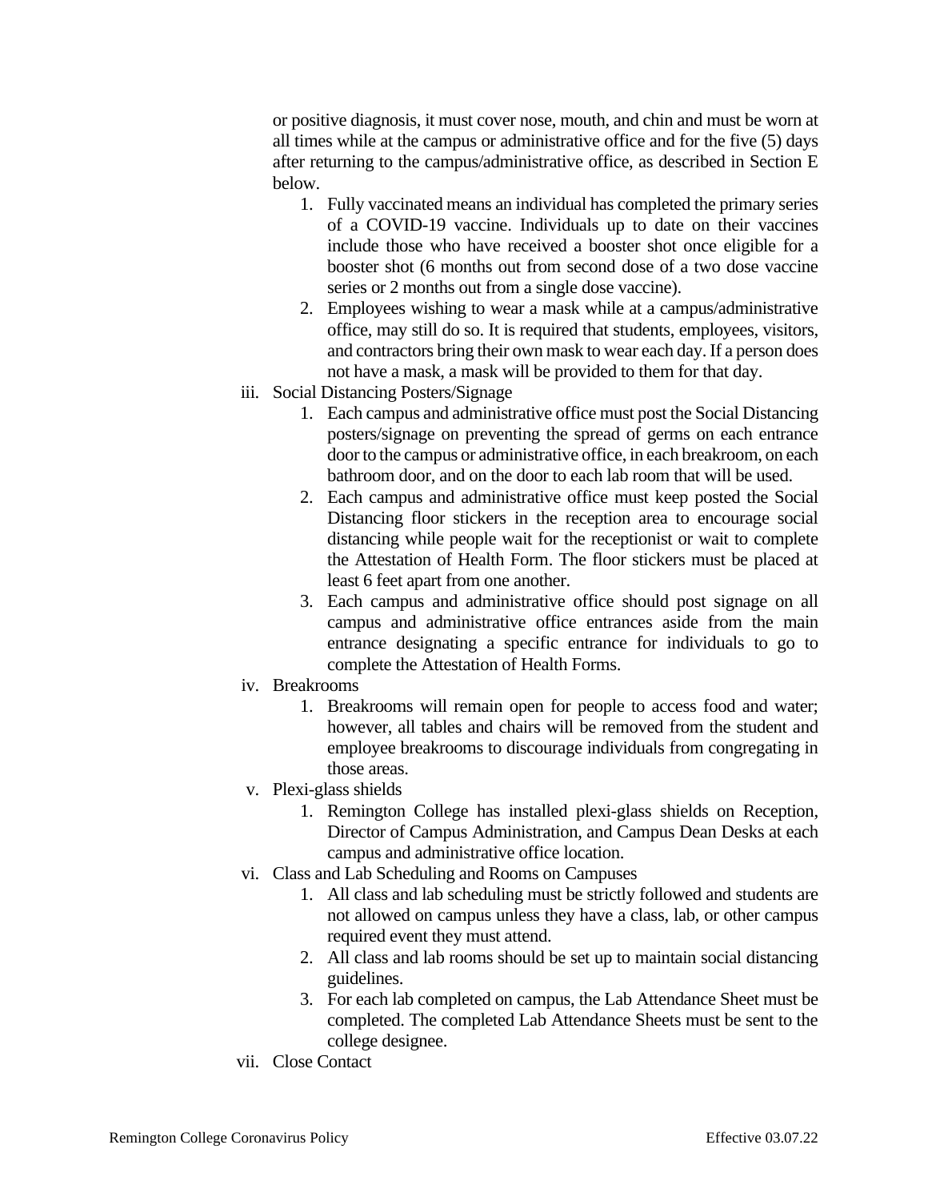or positive diagnosis, it must cover nose, mouth, and chin and must be worn at all times while at the campus or administrative office and for the five (5) days after returning to the campus/administrative office, as described in Section E below.

1. Fully vaccinated means an individual has completed the primary series of a COVID-19 vaccine. Individuals up to date on their vaccines include those who have received a booster shot once eligible for a booster shot (6 months out from second dose of a two dose vaccine series or 2 months out from a single dose vaccine).
2. Employees wishing to wear a mask while at a campus/administrative office, may still do so. It is required that students, employees, visitors, and contractors bring their own mask to wear each day. If a person does not have a mask, a mask will be provided to them for that day.

iii. Social Distancing Posters/Signage

1. Each campus and administrative office must post the Social Distancing posters/signage on preventing the spread of germs on each entrance door to the campus or administrative office, in each breakroom, on each bathroom door, and on the door to each lab room that will be used.
2. Each campus and administrative office must keep posted the Social Distancing floor stickers in the reception area to encourage social distancing while people wait for the receptionist or wait to complete the Attestation of Health Form. The floor stickers must be placed at least 6 feet apart from one another.
3. Each campus and administrative office should post signage on all campus and administrative office entrances aside from the main entrance designating a specific entrance for individuals to go to complete the Attestation of Health Forms.

iv. Breakrooms

1. Breakrooms will remain open for people to access food and water; however, all tables and chairs will be removed from the student and employee breakrooms to discourage individuals from congregating in those areas.

v. Plexi-glass shields

1. Remington College has installed plexi-glass shields on Reception, Director of Campus Administration, and Campus Dean Desks at each campus and administrative office location.

vi. Class and Lab Scheduling and Rooms on Campuses

1. All class and lab scheduling must be strictly followed and students are not allowed on campus unless they have a class, lab, or other campus required event they must attend.
2. All class and lab rooms should be set up to maintain social distancing guidelines.
3. For each lab completed on campus, the Lab Attendance Sheet must be completed. The completed Lab Attendance Sheets must be sent to the college designee.

vii. Close Contact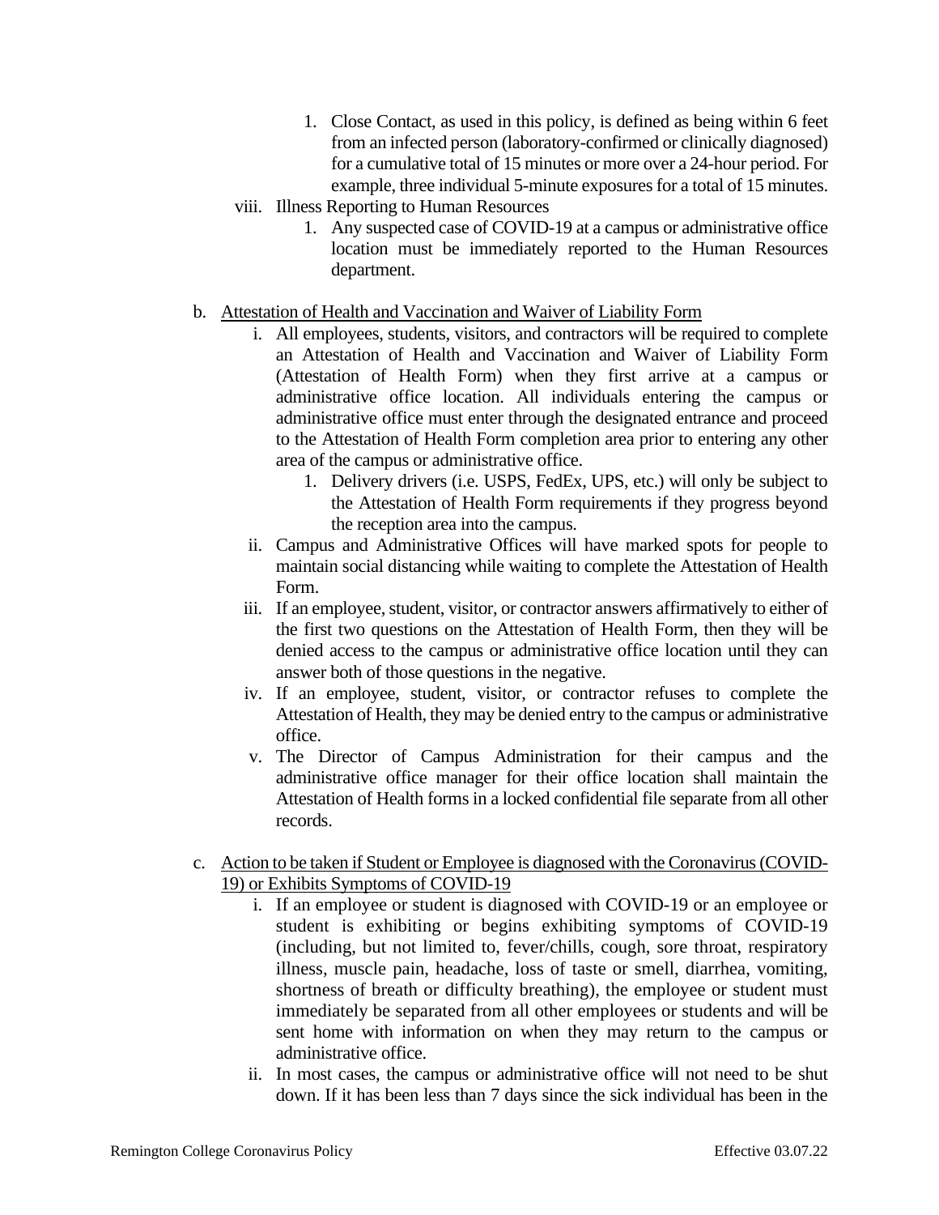1. Close Contact, as used in this policy, is defined as being within 6 feet from an infected person (laboratory-confirmed or clinically diagnosed) for a cumulative total of 15 minutes or more over a 24-hour period. For example, three individual 5-minute exposures for a total of 15 minutes.

viii. Illness Reporting to Human Resources

1. Any suspected case of COVID-19 at a campus or administrative office location must be immediately reported to the Human Resources department.

b. Attestation of Health and Vaccination and Waiver of Liability Form

i. All employees, students, visitors, and contractors will be required to complete an Attestation of Health and Vaccination and Waiver of Liability Form (Attestation of Health Form) when they first arrive at a campus or administrative office location. All individuals entering the campus or administrative office must enter through the designated entrance and proceed to the Attestation of Health Form completion area prior to entering any other area of the campus or administrative office.

1. Delivery drivers (i.e. USPS, FedEx, UPS, etc.) will only be subject to the Attestation of Health Form requirements if they progress beyond the reception area into the campus.

ii. Campus and Administrative Offices will have marked spots for people to maintain social distancing while waiting to complete the Attestation of Health Form.

iii. If an employee, student, visitor, or contractor answers affirmatively to either of the first two questions on the Attestation of Health Form, then they will be denied access to the campus or administrative office location until they can answer both of those questions in the negative.

iv. If an employee, student, visitor, or contractor refuses to complete the Attestation of Health, they may be denied entry to the campus or administrative office.

v. The Director of Campus Administration for their campus and the administrative office manager for their office location shall maintain the Attestation of Health forms in a locked confidential file separate from all other records.

c. Action to be taken if Student or Employee is diagnosed with the Coronavirus (COVID-19) or Exhibits Symptoms of COVID-19

i. If an employee or student is diagnosed with COVID-19 or an employee or student is exhibiting or begins exhibiting symptoms of COVID-19 (including, but not limited to, fever/chills, cough, sore throat, respiratory illness, muscle pain, headache, loss of taste or smell, diarrhea, vomiting, shortness of breath or difficulty breathing), the employee or student must immediately be separated from all other employees or students and will be sent home with information on when they may return to the campus or administrative office.

ii. In most cases, the campus or administrative office will not need to be shut down. If it has been less than 7 days since the sick individual has been in the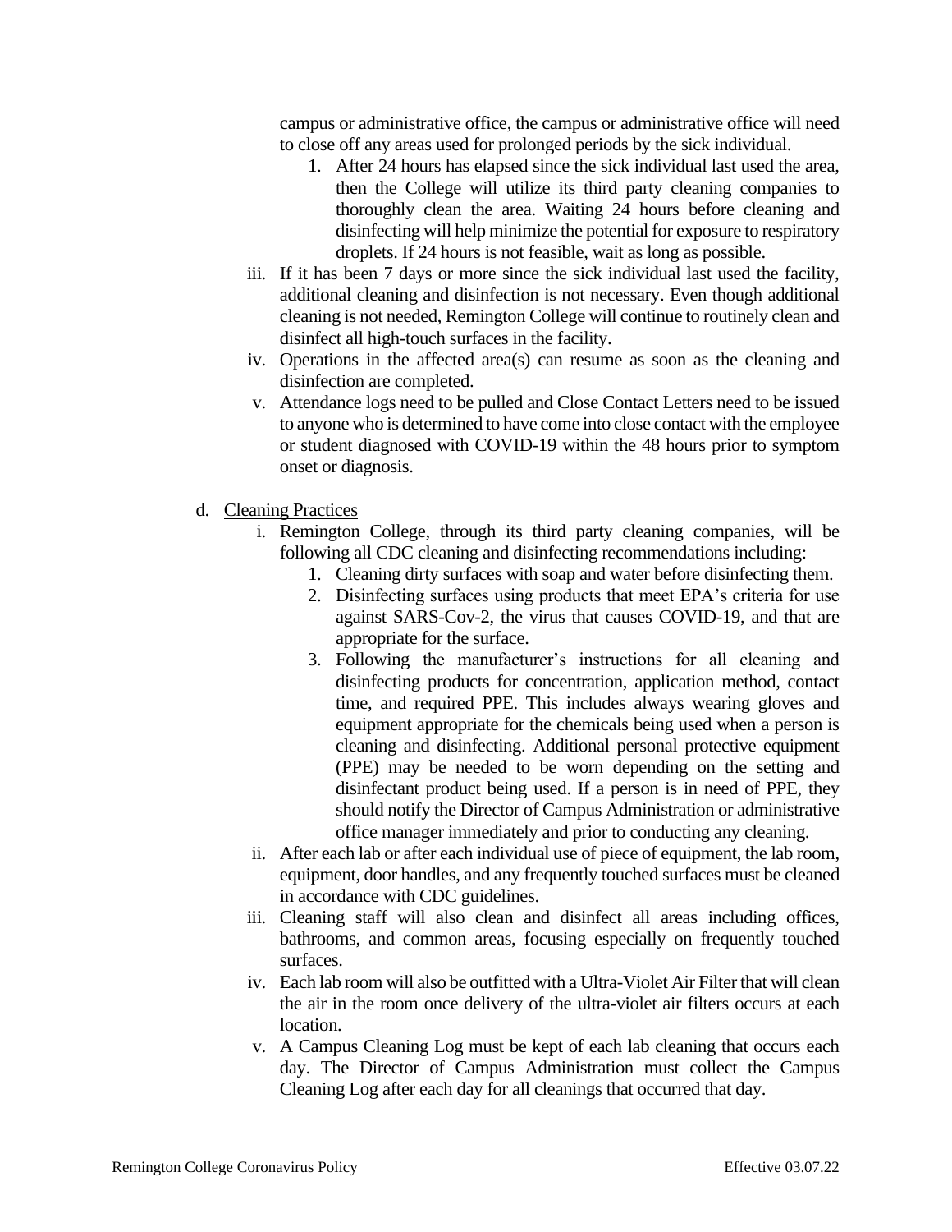campus or administrative office, the campus or administrative office will need to close off any areas used for prolonged periods by the sick individual.

1. After 24 hours has elapsed since the sick individual last used the area, then the College will utilize its third party cleaning companies to thoroughly clean the area. Waiting 24 hours before cleaning and disinfecting will help minimize the potential for exposure to respiratory droplets. If 24 hours is not feasible, wait as long as possible.

iii. If it has been 7 days or more since the sick individual last used the facility, additional cleaning and disinfection is not necessary. Even though additional cleaning is not needed, Remington College will continue to routinely clean and disinfect all high-touch surfaces in the facility.

iv. Operations in the affected area(s) can resume as soon as the cleaning and disinfection are completed.

v. Attendance logs need to be pulled and Close Contact Letters need to be issued to anyone who is determined to have come into close contact with the employee or student diagnosed with COVID-19 within the 48 hours prior to symptom onset or diagnosis.

d. Cleaning Practices

i. Remington College, through its third party cleaning companies, will be following all CDC cleaning and disinfecting recommendations including:

1. Cleaning dirty surfaces with soap and water before disinfecting them.
2. Disinfecting surfaces using products that meet EPA's criteria for use against SARS-Cov-2, the virus that causes COVID-19, and that are appropriate for the surface.
3. Following the manufacturer's instructions for all cleaning and disinfecting products for concentration, application method, contact time, and required PPE. This includes always wearing gloves and equipment appropriate for the chemicals being used when a person is cleaning and disinfecting. Additional personal protective equipment (PPE) may be needed to be worn depending on the setting and disinfectant product being used. If a person is in need of PPE, they should notify the Director of Campus Administration or administrative office manager immediately and prior to conducting any cleaning.

ii. After each lab or after each individual use of piece of equipment, the lab room, equipment, door handles, and any frequently touched surfaces must be cleaned in accordance with CDC guidelines.

iii. Cleaning staff will also clean and disinfect all areas including offices, bathrooms, and common areas, focusing especially on frequently touched surfaces.

iv. Each lab room will also be outfitted with a Ultra-Violet Air Filter that will clean the air in the room once delivery of the ultra-violet air filters occurs at each location.

v. A Campus Cleaning Log must be kept of each lab cleaning that occurs each day. The Director of Campus Administration must collect the Campus Cleaning Log after each day for all cleanings that occurred that day.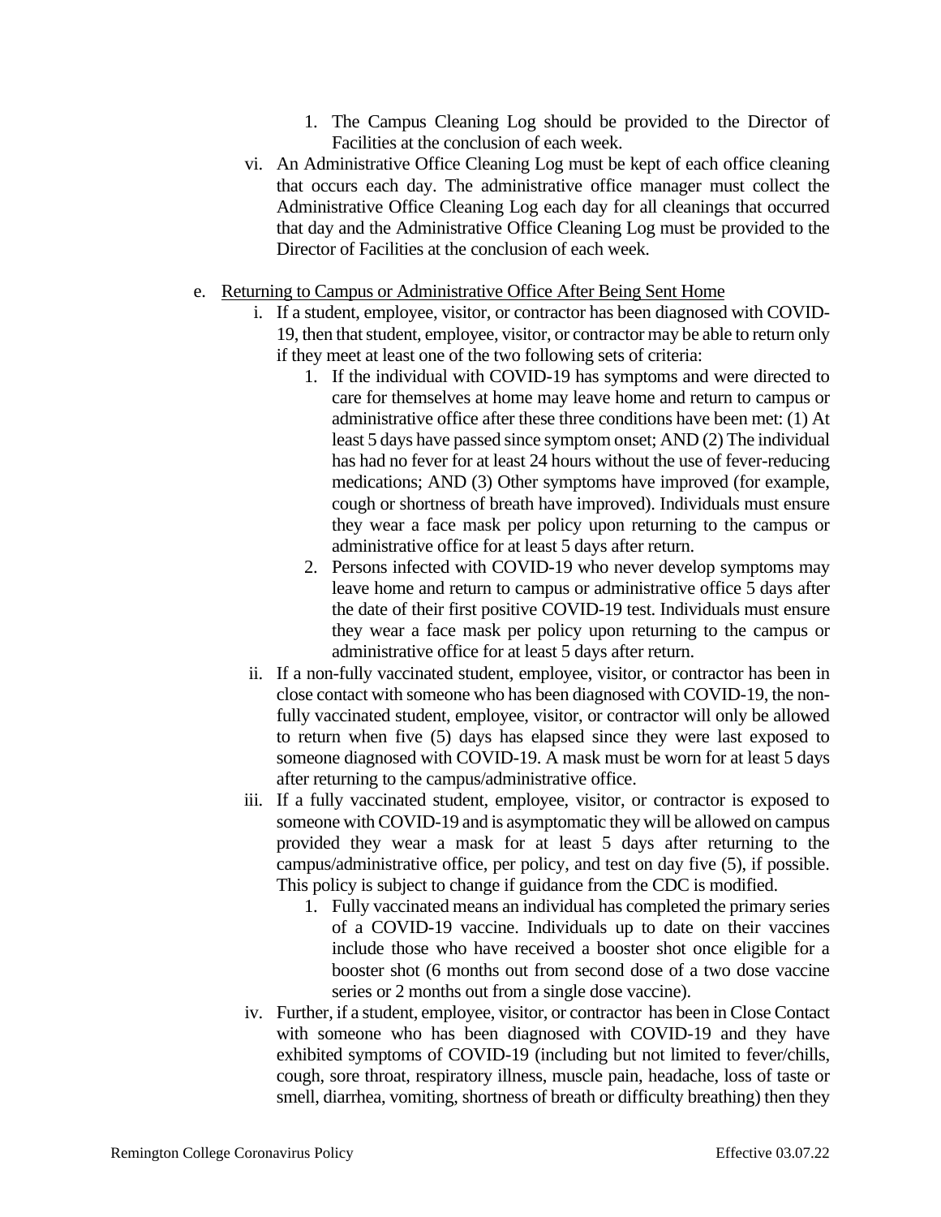1. The Campus Cleaning Log should be provided to the Director of Facilities at the conclusion of each week.

vi. An Administrative Office Cleaning Log must be kept of each office cleaning that occurs each day. The administrative office manager must collect the Administrative Office Cleaning Log each day for all cleanings that occurred that day and the Administrative Office Cleaning Log must be provided to the Director of Facilities at the conclusion of each week.

e. <u>Returning to Campus or Administrative Office After Being Sent Home</u>

i. If a student, employee, visitor, or contractor has been diagnosed with COVID-19, then that student, employee, visitor, or contractor may be able to return only if they meet at least one of the two following sets of criteria:

1. If the individual with COVID-19 has symptoms and were directed to care for themselves at home may leave home and return to campus or administrative office after these three conditions have been met: (1) At least 5 days have passed since symptom onset; AND (2) The individual has had no fever for at least 24 hours without the use of fever-reducing medications; AND (3) Other symptoms have improved (for example, cough or shortness of breath have improved). Individuals must ensure they wear a face mask per policy upon returning to the campus or administrative office for at least 5 days after return.
2. Persons infected with COVID-19 who never develop symptoms may leave home and return to campus or administrative office 5 days after the date of their first positive COVID-19 test. Individuals must ensure they wear a face mask per policy upon returning to the campus or administrative office for at least 5 days after return.

ii. If a non-fully vaccinated student, employee, visitor, or contractor has been in close contact with someone who has been diagnosed with COVID-19, the non-fully vaccinated student, employee, visitor, or contractor will only be allowed to return when five (5) days has elapsed since they were last exposed to someone diagnosed with COVID-19. A mask must be worn for at least 5 days after returning to the campus/administrative office.

iii. If a fully vaccinated student, employee, visitor, or contractor is exposed to someone with COVID-19 and is asymptomatic they will be allowed on campus provided they wear a mask for at least 5 days after returning to the campus/administrative office, per policy, and test on day five (5), if possible. This policy is subject to change if guidance from the CDC is modified.

1. Fully vaccinated means an individual has completed the primary series of a COVID-19 vaccine. Individuals up to date on their vaccines include those who have received a booster shot once eligible for a booster shot (6 months out from second dose of a two dose vaccine series or 2 months out from a single dose vaccine).

iv. Further, if a student, employee, visitor, or contractor has been in Close Contact with someone who has been diagnosed with COVID-19 and they have exhibited symptoms of COVID-19 (including but not limited to fever/chills, cough, sore throat, respiratory illness, muscle pain, headache, loss of taste or smell, diarrhea, vomiting, shortness of breath or difficulty breathing) then they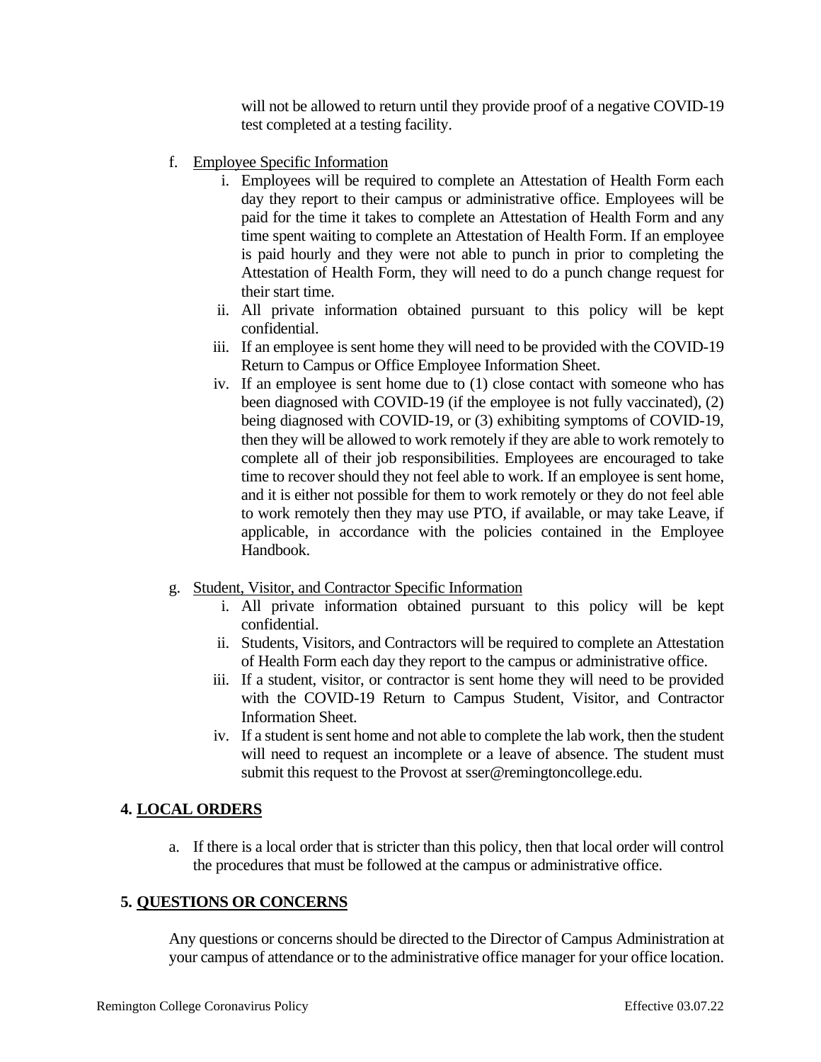will not be allowed to return until they provide proof of a negative COVID-19 test completed at a testing facility.

f. Employee Specific Information
   i. Employees will be required to complete an Attestation of Health Form each day they report to their campus or administrative office. Employees will be paid for the time it takes to complete an Attestation of Health Form and any time spent waiting to complete an Attestation of Health Form. If an employee is paid hourly and they were not able to punch in prior to completing the Attestation of Health Form, they will need to do a punch change request for their start time.
   ii. All private information obtained pursuant to this policy will be kept confidential.
   iii. If an employee is sent home they will need to be provided with the COVID-19 Return to Campus or Office Employee Information Sheet.
   iv. If an employee is sent home due to (1) close contact with someone who has been diagnosed with COVID-19 (if the employee is not fully vaccinated), (2) being diagnosed with COVID-19, or (3) exhibiting symptoms of COVID-19, then they will be allowed to work remotely if they are able to work remotely to complete all of their job responsibilities. Employees are encouraged to take time to recover should they not feel able to work. If an employee is sent home, and it is either not possible for them to work remotely or they do not feel able to work remotely then they may use PTO, if available, or may take Leave, if applicable, in accordance with the policies contained in the Employee Handbook.

g. Student, Visitor, and Contractor Specific Information
   i. All private information obtained pursuant to this policy will be kept confidential.
   ii. Students, Visitors, and Contractors will be required to complete an Attestation of Health Form each day they report to the campus or administrative office.
   iii. If a student, visitor, or contractor is sent home they will need to be provided with the COVID-19 Return to Campus Student, Visitor, and Contractor Information Sheet.
   iv. If a student is sent home and not able to complete the lab work, then the student will need to request an incomplete or a leave of absence. The student must submit this request to the Provost at sser@remingtoncollege.edu.

## 4. LOCAL ORDERS

a. If there is a local order that is stricter than this policy, then that local order will control the procedures that must be followed at the campus or administrative office.

## 5. QUESTIONS OR CONCERNS

Any questions or concerns should be directed to the Director of Campus Administration at your campus of attendance or to the administrative office manager for your office location.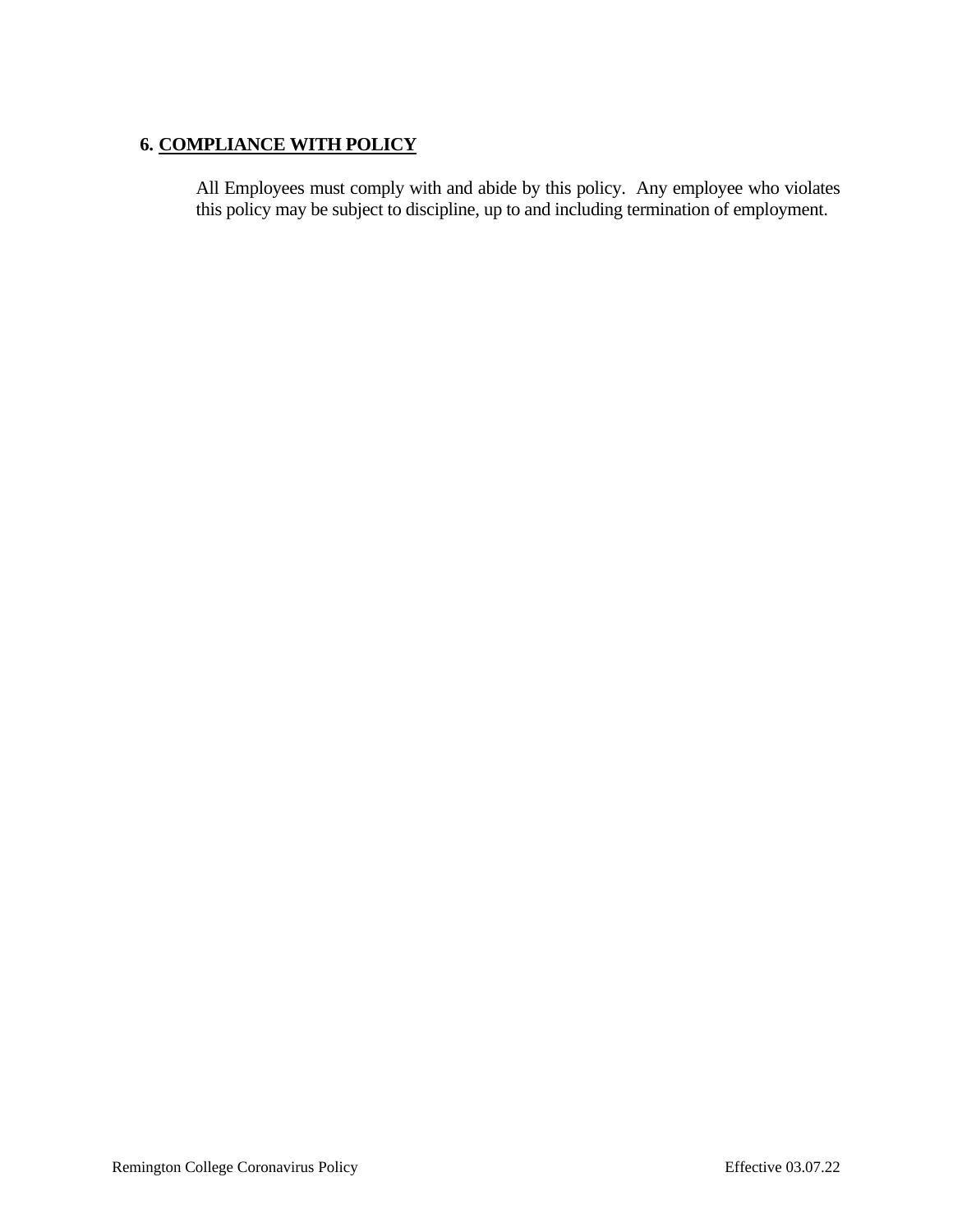## 6. COMPLIANCE WITH POLICY

All Employees must comply with and abide by this policy. Any employee who violates this policy may be subject to discipline, up to and including termination of employment.